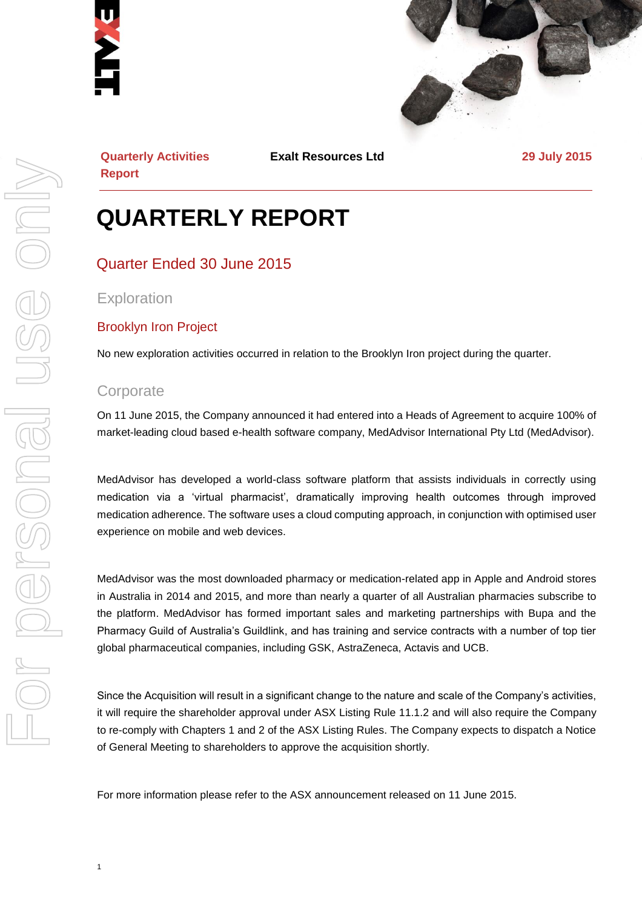Quarterly Activities Report | **Exalt Resources Ltd** | 29 July 2015

# QUARTERLY REPORT

## Quarter Ended 30 June 2015

### Exploration

#### Brooklyn Iron Project

No new exploration activities occurred in relation to the Brooklyn Iron project during the quarter.

### Corporate

On 11 June 2015, the Company announced it had entered into a Heads of Agreement to acquire 100% of market-leading cloud based e-health software company, MedAdvisor International Pty Ltd (MedAdvisor).

MedAdvisor has developed a world-class software platform that assists individuals in correctly using medication via a 'virtual pharmacist', dramatically improving health outcomes through improved medication adherence. The software uses a cloud computing approach, in conjunction with optimised user experience on mobile and web devices.

MedAdvisor was the most downloaded pharmacy or medication-related app in Apple and Android stores in Australia in 2014 and 2015, and more than nearly a quarter of all Australian pharmacies subscribe to the platform. MedAdvisor has formed important sales and marketing partnerships with Bupa and the Pharmacy Guild of Australia's Guildlink, and has training and service contracts with a number of top tier global pharmaceutical companies, including GSK, AstraZeneca, Actavis and UCB.

Since the Acquisition will result in a significant change to the nature and scale of the Company's activities, it will require the shareholder approval under ASX Listing Rule 11.1.2 and will also require the Company to re-comply with Chapters 1 and 2 of the ASX Listing Rules. The Company expects to dispatch a Notice of General Meeting to shareholders to approve the acquisition shortly.

For more information please refer to the ASX announcement released on 11 June 2015.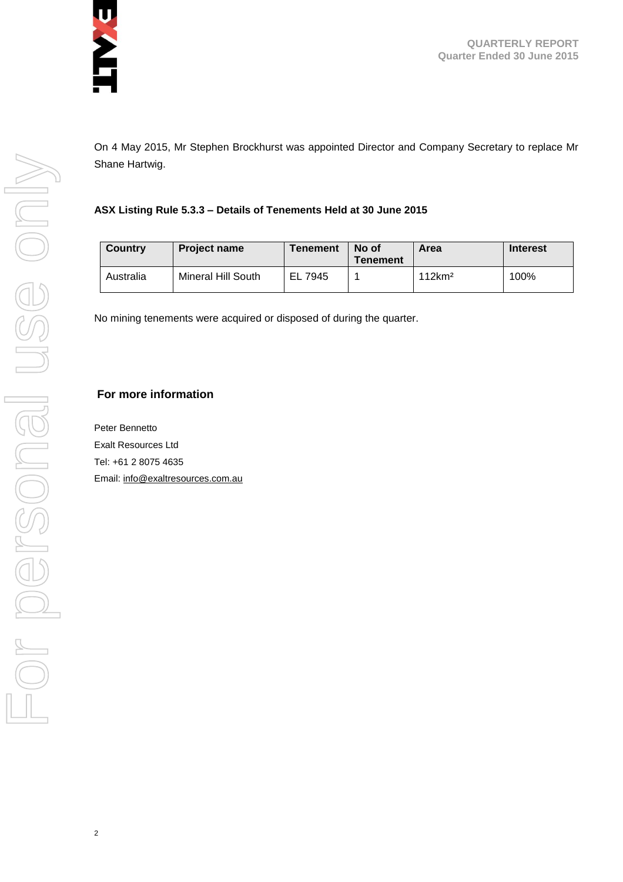On 4 May 2015, Mr Stephen Brockhurst was appointed Director and Company Secretary to replace Mr Shane Hartwig.

**ASX Listing Rule 5.3.3 – Details of Tenements Held at 30 June 2015**

| Country | Project name | Tenement | No of Tenement | Area | Interest |
|---|---|---|---|---|---|
| Australia | Mineral Hill South | EL 7945 | 1 | 112km² | 100% |

No mining tenements were acquired or disposed of during the quarter.

**For more information**

Peter Bennetto
Exalt Resources Ltd
Tel: +61 2 8075 4635
Email: info@exaltresources.com.au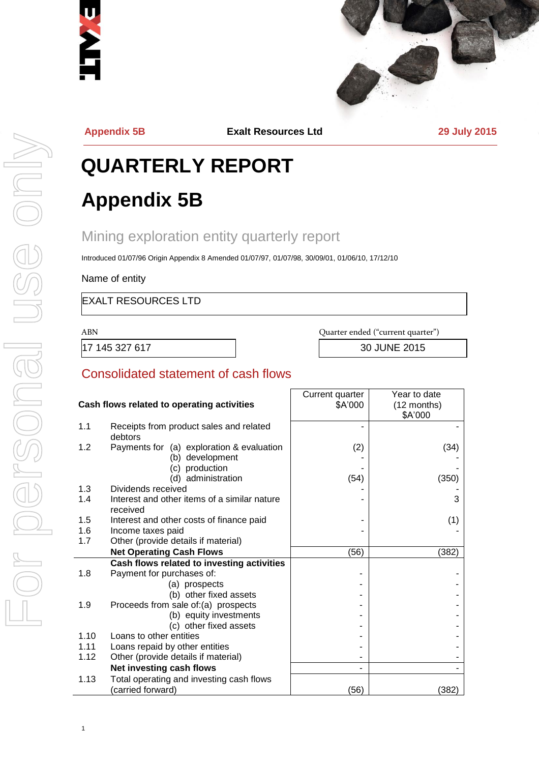Appendix 5B **Exalt Resources Ltd** 29 July 2015

# QUARTERLY REPORT

# Appendix 5B

## Mining exploration entity quarterly report

Introduced 01/07/96 Origin Appendix 8 Amended 01/07/97, 01/07/98, 30/09/01, 01/06/10, 17/12/10

Name of entity

EXALT RESOURCES LTD

| ABN | Quarter ended ("current quarter") |
|---|---|
| 17 145 327 617 | 30 JUNE 2015 |

## Consolidated statement of cash flows

| | Cash flows related to operating activities | Current quarter $A'000 | Year to date (12 months) $A'000 |
|---|---|---|---|
| 1.1 | Receipts from product sales and related debtors | - | - |
| 1.2 | Payments for (a) exploration & evaluation | (2) | (34) |
| | (b) development | - | - |
| | (c) production | - | - |
| | (d) administration | (54) | (350) |
| 1.3 | Dividends received | - | - |
| 1.4 | Interest and other items of a similar nature received | - | 3 |
| 1.5 | Interest and other costs of finance paid | - | (1) |
| 1.6 | Income taxes paid | - | - |
| 1.7 | Other (provide details if material) | | |
| | **Net Operating Cash Flows** | (56) | (382) |
| | **Cash flows related to investing activities** | | |
| 1.8 | Payment for purchases of: | - | - |
| | (a) prospects | - | - |
| | (b) other fixed assets | - | - |
| 1.9 | Proceeds from sale of:(a) prospects | - | - |
| | (b) equity investments | - | - |
| | (c) other fixed assets | - | - |
| 1.10 | Loans to other entities | - | - |
| 1.11 | Loans repaid by other entities | - | - |
| 1.12 | Other (provide details if material) | - | - |
| | **Net investing cash flows** | - | - |
| 1.13 | Total operating and investing cash flows (carried forward) | (56) | (382) |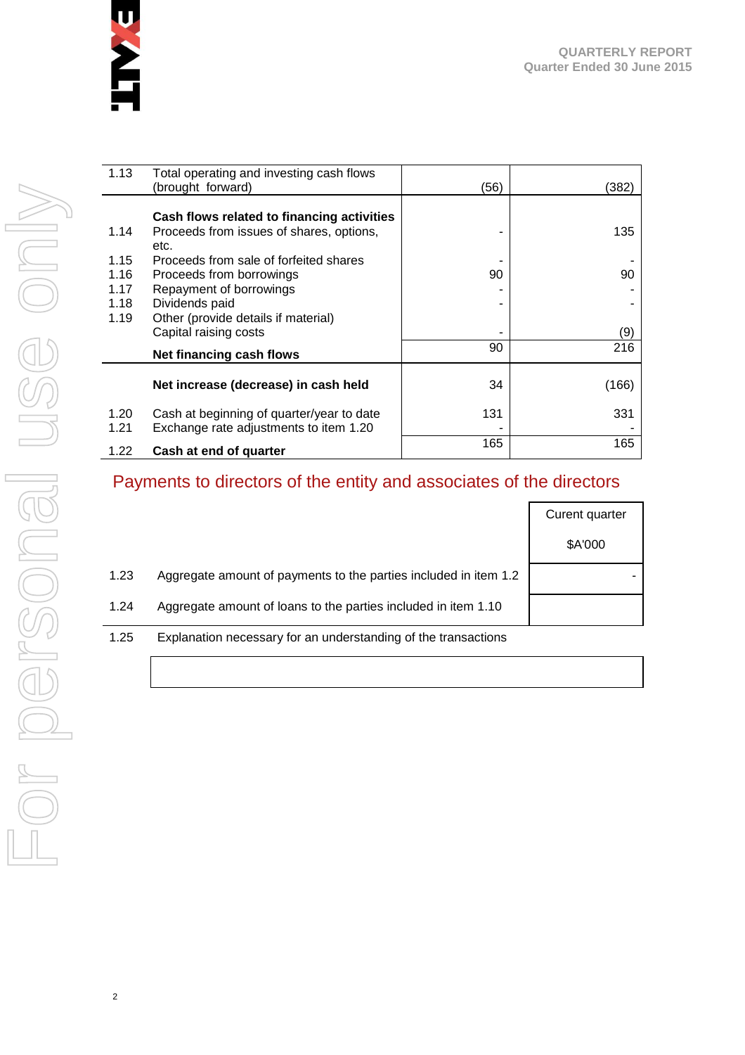| | | | |
|---|---|---|---|
| 1.13 | Total operating and investing cash flows (brought forward) | (56) | (382) |
| | **Cash flows related to financing activities** | | |
| 1.14 | Proceeds from issues of shares, options, etc. | - | 135 |
| 1.15 | Proceeds from sale of forfeited shares | - | - |
| 1.16 | Proceeds from borrowings | 90 | 90 |
| 1.17 | Repayment of borrowings | - | - |
| 1.18 | Dividends paid | - | - |
| 1.19 | Other (provide details if material) Capital raising costs | - | (9) |
| | **Net financing cash flows** | 90 | 216 |
| | **Net increase (decrease) in cash held** | 34 | (166) |
| 1.20 | Cash at beginning of quarter/year to date | 131 | 331 |
| 1.21 | Exchange rate adjustments to item 1.20 | - | - |
| 1.22 | **Cash at end of quarter** | 165 | 165 |

## Payments to directors of the entity and associates of the directors

| | | Curent quarter $A'000 |
|---|---|---|
| 1.23 | Aggregate amount of payments to the parties included in item 1.2 | - |
| 1.24 | Aggregate amount of loans to the parties included in item 1.10 | |

1.25 Explanation necessary for an understanding of the transactions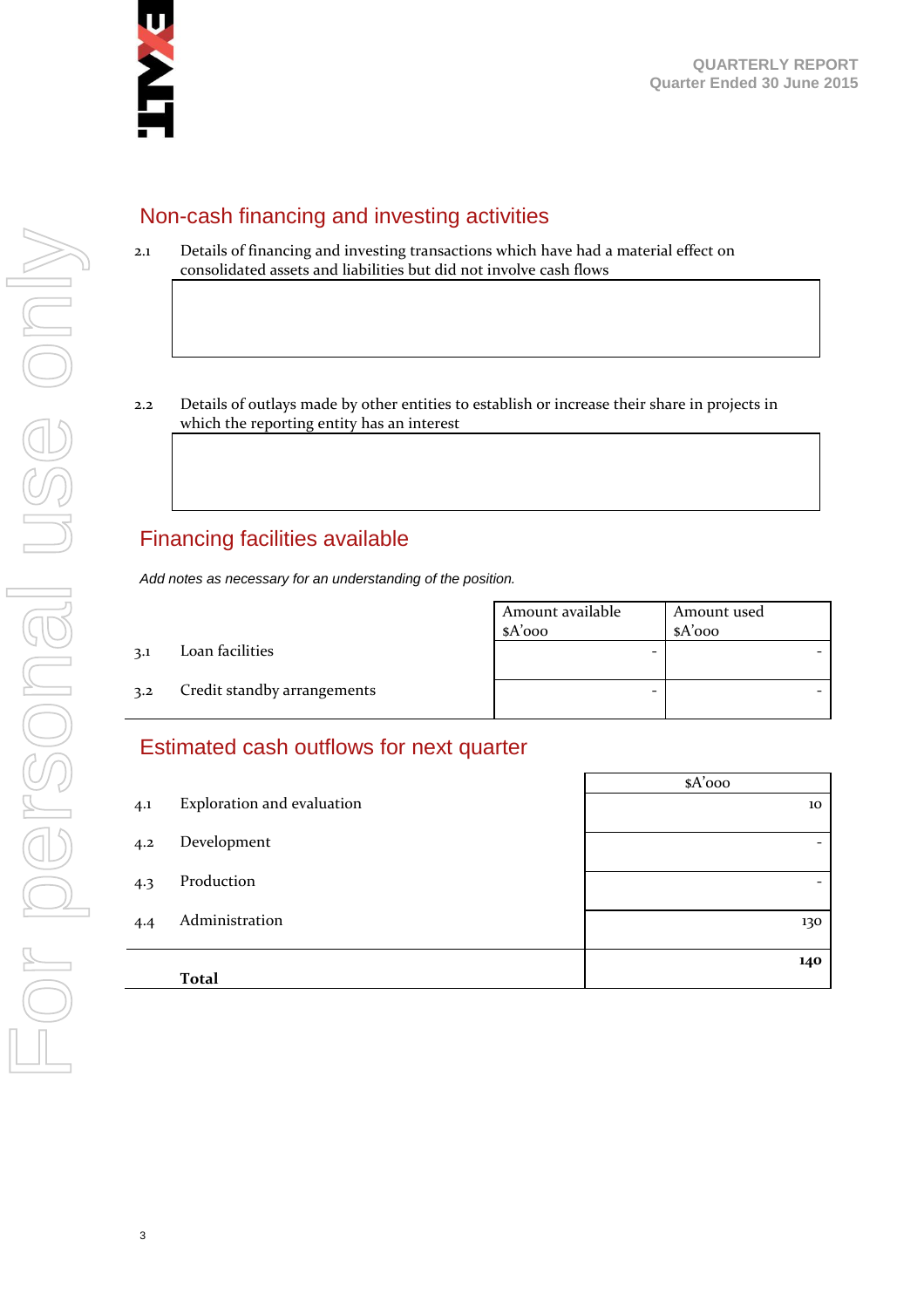## Non-cash financing and investing activities

2.1 Details of financing and investing transactions which have had a material effect on consolidated assets and liabilities but did not involve cash flows

2.2 Details of outlays made by other entities to establish or increase their share in projects in which the reporting entity has an interest

## Financing facilities available

*Add notes as necessary for an understanding of the position.*

| | | Amount available $A'000 | Amount used $A'000 |
|---|---|---|---|
| 3.1 | Loan facilities | - | - |
| 3.2 | Credit standby arrangements | - | - |

## Estimated cash outflows for next quarter

| | | $A'000 |
|---|---|---|
| 4.1 | Exploration and evaluation | 10 |
| 4.2 | Development | - |
| 4.3 | Production | - |
| 4.4 | Administration | 130 |
| | **Total** | **140** |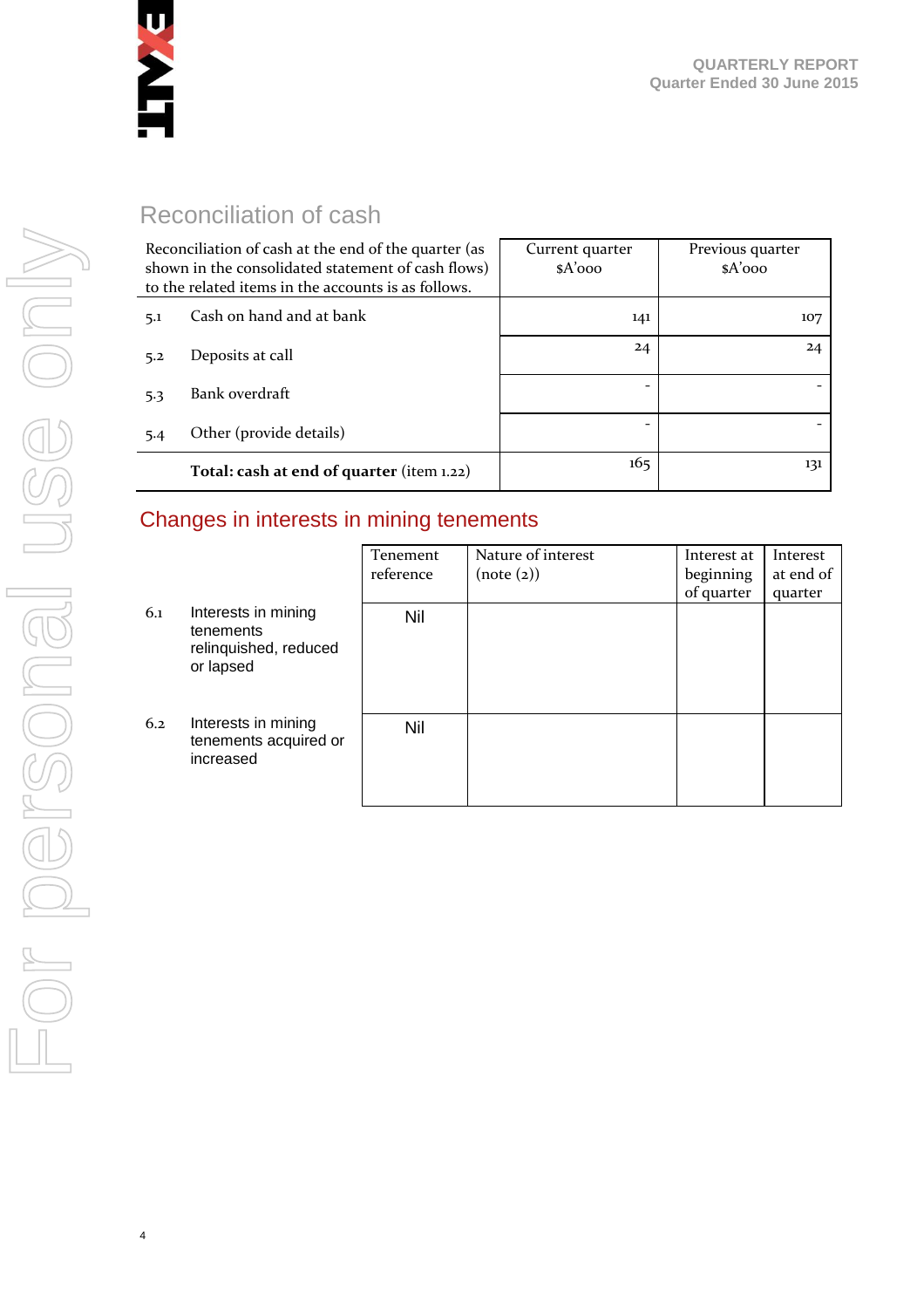## Reconciliation of cash

| Reconciliation of cash at the end of the quarter (as shown in the consolidated statement of cash flows) to the related items in the accounts is as follows. | Current quarter $A'000 | Previous quarter $A'000 |
|---|---|---|
| 5.1 Cash on hand and at bank | 141 | 107 |
| 5.2 Deposits at call | 24 | 24 |
| 5.3 Bank overdraft | - | - |
| 5.4 Other (provide details) | - | - |
| **Total: cash at end of quarter** (item 1.22) | 165 | 131 |

## Changes in interests in mining tenements

| | Tenement reference | Nature of interest (note (2)) | Interest at beginning of quarter | Interest at end of quarter |
|---|---|---|---|---|
| 6.1 Interests in mining tenements relinquished, reduced or lapsed | Nil | | | |
| 6.2 Interests in mining tenements acquired or increased | Nil | | | |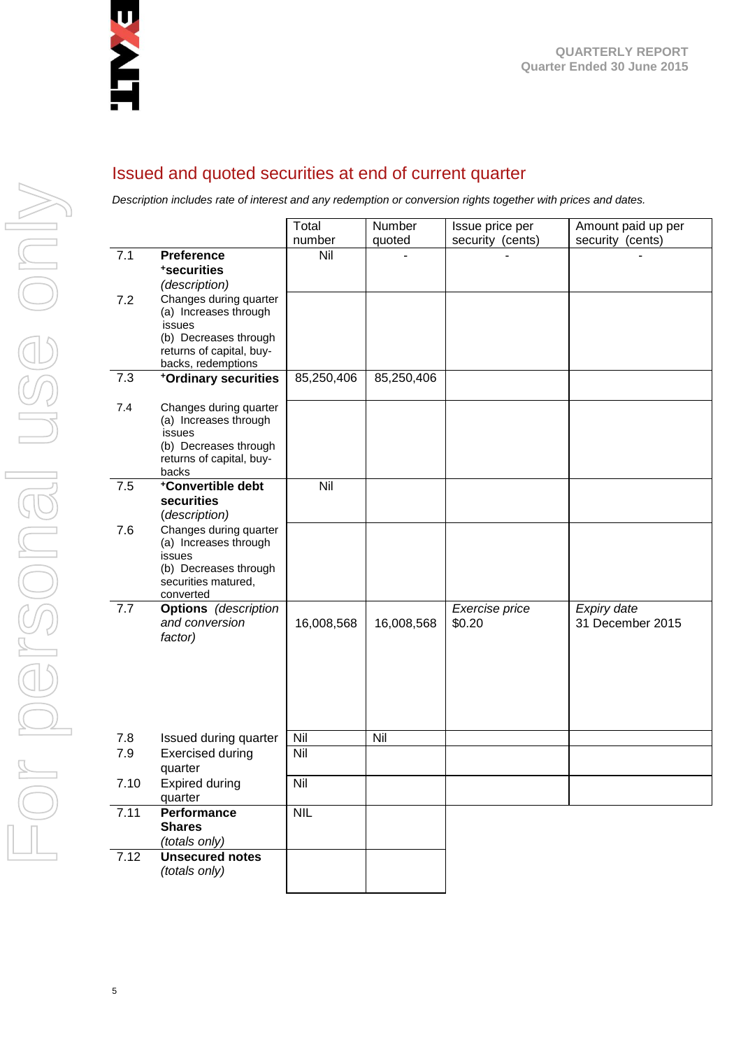## Issued and quoted securities at end of current quarter

*Description includes rate of interest and any redemption or conversion rights together with prices and dates.*

| | | Total number | Number quoted | Issue price per security (cents) | Amount paid up per security (cents) |
|---|---|---|---|---|---|
| 7.1 | **Preference +securities** *(description)* | Nil | - | - | - |
| 7.2 | Changes during quarter (a) Increases through issues (b) Decreases through returns of capital, buy-backs, redemptions | | | | |
| 7.3 | **+Ordinary securities** | 85,250,406 | 85,250,406 | | |
| 7.4 | Changes during quarter (a) Increases through issues (b) Decreases through returns of capital, buy-backs | | | | |
| 7.5 | **+Convertible debt securities** *(description)* | Nil | | | |
| 7.6 | Changes during quarter (a) Increases through issues (b) Decreases through securities matured, converted | | | | |
| 7.7 | **Options** *(description and conversion factor)* | 16,008,568 | 16,008,568 | *Exercise price* $0.20 | *Expiry date* 31 December 2015 |
| 7.8 | Issued during quarter | Nil | Nil | | |
| 7.9 | Exercised during quarter | Nil | | | |
| 7.10 | Expired during quarter | Nil | | | |
| 7.11 | **Performance Shares** *(totals only)* | NIL | | | |
| 7.12 | **Unsecured notes** *(totals only)* | | | | |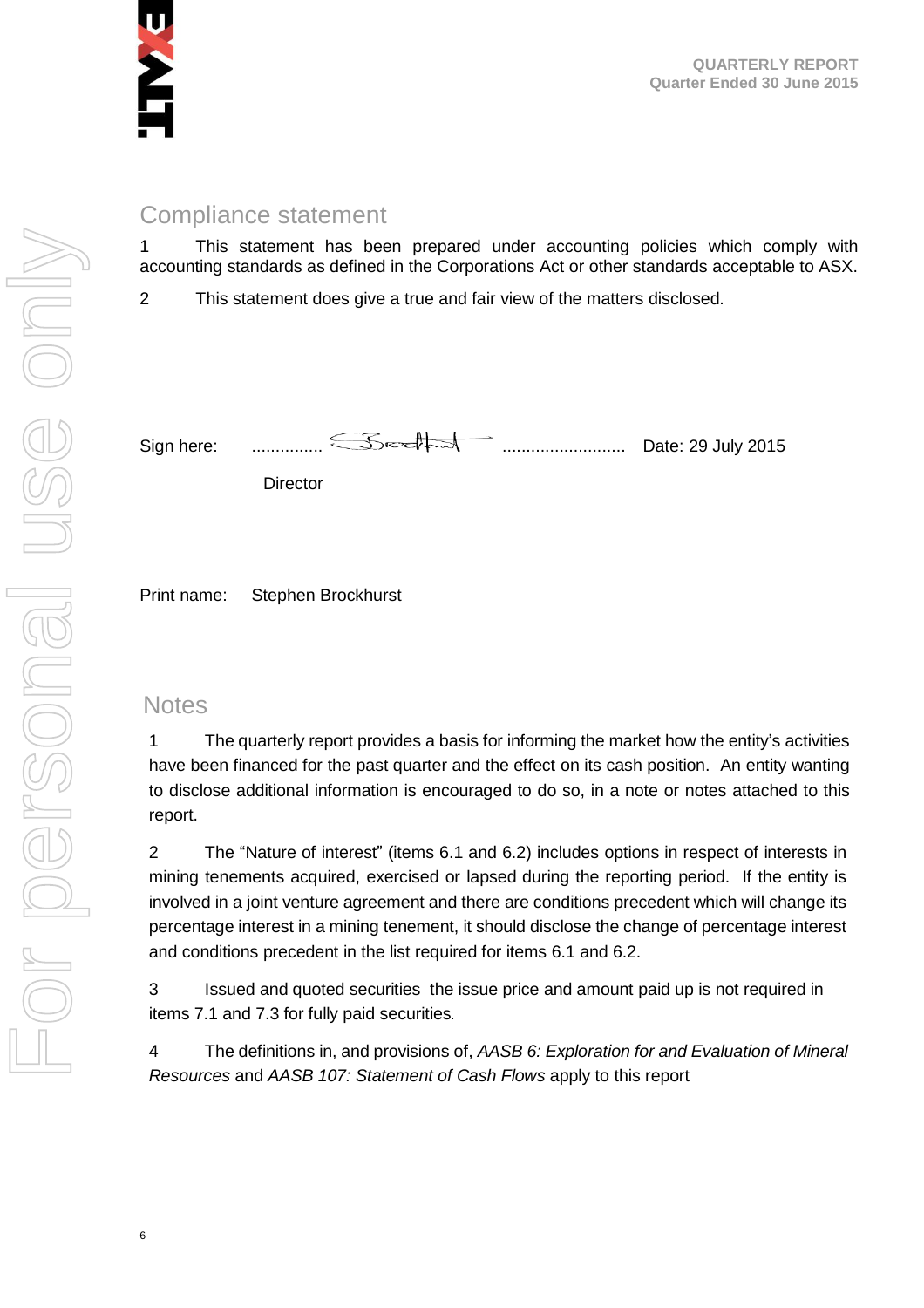## Compliance statement

1 This statement has been prepared under accounting policies which comply with accounting standards as defined in the Corporations Act or other standards acceptable to ASX.

2 This statement does give a true and fair view of the matters disclosed.

Sign here: ............... .......................... Date: 29 July 2015

Director

Print name: Stephen Brockhurst

## Notes

1 The quarterly report provides a basis for informing the market how the entity's activities have been financed for the past quarter and the effect on its cash position. An entity wanting to disclose additional information is encouraged to do so, in a note or notes attached to this report.

2 The "Nature of interest" (items 6.1 and 6.2) includes options in respect of interests in mining tenements acquired, exercised or lapsed during the reporting period. If the entity is involved in a joint venture agreement and there are conditions precedent which will change its percentage interest in a mining tenement, it should disclose the change of percentage interest and conditions precedent in the list required for items 6.1 and 6.2.

3 Issued and quoted securities the issue price and amount paid up is not required in items 7.1 and 7.3 for fully paid securities.

4 The definitions in, and provisions of, *AASB 6: Exploration for and Evaluation of Mineral Resources* and *AASB 107: Statement of Cash Flows* apply to this report